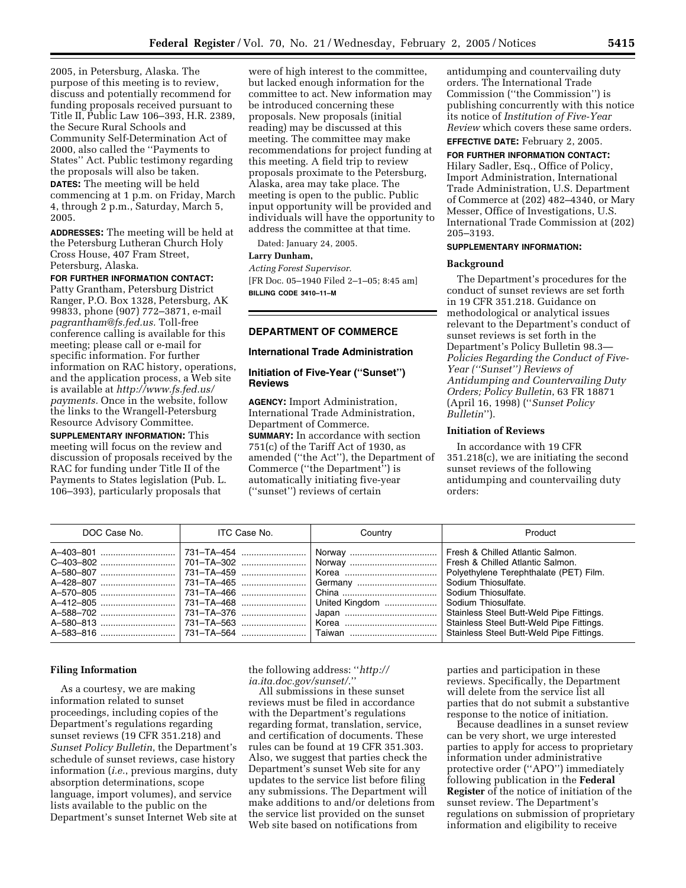2005, in Petersburg, Alaska. The purpose of this meeting is to review, discuss and potentially recommend for funding proposals received pursuant to Title II, Public Law 106–393, H.R. 2389, the Secure Rural Schools and Community Self-Determination Act of 2000, also called the ''Payments to States'' Act. Public testimony regarding the proposals will also be taken.

**DATES:** The meeting will be held commencing at 1 p.m. on Friday, March 4, through 2 p.m., Saturday, March 5, 2005.

**ADDRESSES:** The meeting will be held at the Petersburg Lutheran Church Holy Cross House, 407 Fram Street, Petersburg, Alaska.

**FOR FURTHER INFORMATION CONTACT:** Patty Grantham, Petersburg District Ranger, P.O. Box 1328, Petersburg, AK 99833, phone (907) 772–3871, e-mail *pagrantham@fs.fed.us.* Toll-free conference calling is available for this meeting; please call or e-mail for specific information. For further information on RAC history, operations, and the application process, a Web site is available at *http://www.fs.fed.us/payments.* Once in the website, follow the links to the Wrangell-Petersburg Resource Advisory Committee.

**SUPPLEMENTARY INFORMATION:** This meeting will focus on the review and discussion of proposals received by the RAC for funding under Title II of the Payments to States legislation (Pub. L. 106–393), particularly proposals that were of high interest to the committee, but lacked enough information for the committee to act. New information may be introduced concerning these proposals. New proposals (initial reading) may be discussed at this meeting. The committee may make recommendations for project funding at this meeting. A field trip to review proposals proximate to the Petersburg, Alaska, area may take place. The meeting is open to the public. Public input opportunity will be provided and individuals will have the opportunity to address the committee at that time.

Dated: January 24, 2005.

**Larry Dunham,**

*Acting Forest Supervisor.*

[FR Doc. 05–1940 Filed 2–1–05; 8:45 am]

**BILLING CODE 3410–11–M**

## DEPARTMENT OF COMMERCE

### International Trade Administration

### Initiation of Five-Year (''Sunset'') Reviews

**AGENCY:** Import Administration, International Trade Administration, Department of Commerce.

**SUMMARY:** In accordance with section 751(c) of the Tariff Act of 1930, as amended (''the Act''), the Department of Commerce (''the Department'') is automatically initiating five-year (''sunset'') reviews of certain antidumping and countervailing duty orders. The International Trade Commission (''the Commission'') is publishing concurrently with this notice its notice of *Institution of Five-Year Review* which covers these same orders.

**EFFECTIVE DATE:** February 2, 2005.

**FOR FURTHER INFORMATION CONTACT:** Hilary Sadler, Esq., Office of Policy, Import Administration, International Trade Administration, U.S. Department of Commerce at (202) 482–4340, or Mary Messer, Office of Investigations, U.S. International Trade Commission at (202) 205–3193.

**SUPPLEMENTARY INFORMATION:**

**Background**

The Department's procedures for the conduct of sunset reviews are set forth in 19 CFR 351.218. Guidance on methodological or analytical issues relevant to the Department's conduct of sunset reviews is set forth in the Department's Policy Bulletin 98.3—*Policies Regarding the Conduct of Five-Year (''Sunset'') Reviews of Antidumping and Countervailing Duty Orders; Policy Bulletin*, 63 FR 18871 (April 16, 1998) (''*Sunset Policy Bulletin*'').

**Initiation of Reviews**

In accordance with 19 CFR 351.218(c), we are initiating the second sunset reviews of the following antidumping and countervailing duty orders:

| DOC Case No. | ITC Case No. | Country | Product |
|---|---|---|---|
| A–403–801 | 731–TA–454 | Norway | Fresh & Chilled Atlantic Salmon. |
| C–403–802 | 701–TA–302 | Norway | Fresh & Chilled Atlantic Salmon. |
| A–580–807 | 731–TA–459 | Korea | Polyethylene Terephthalate (PET) Film. |
| A–428–807 | 731–TA–465 | Germany | Sodium Thiosulfate. |
| A–570–805 | 731–TA–466 | China | Sodium Thiosulfate. |
| A–412–805 | 731–TA–468 | United Kingdom | Sodium Thiosulfate. |
| A–588–702 | 731–TA–376 | Japan | Stainless Steel Butt-Weld Pipe Fittings. |
| A–580–813 | 731–TA–563 | Korea | Stainless Steel Butt-Weld Pipe Fittings. |
| A–583–816 | 731–TA–564 | Taiwan | Stainless Steel Butt-Weld Pipe Fittings. |

**Filing Information**

As a courtesy, we are making information related to sunset proceedings, including copies of the Department's regulations regarding sunset reviews (19 CFR 351.218) and *Sunset Policy Bulletin*, the Department's schedule of sunset reviews, case history information (*i.e.*, previous margins, duty absorption determinations, scope language, import volumes), and service lists available to the public on the Department's sunset Internet Web site at the following address: ''*http://ia.ita.doc.gov/sunset/*.''

All submissions in these sunset reviews must be filed in accordance with the Department's regulations regarding format, translation, service, and certification of documents. These rules can be found at 19 CFR 351.303. Also, we suggest that parties check the Department's sunset Web site for any updates to the service list before filing any submissions. The Department will make additions to and/or deletions from the service list provided on the sunset Web site based on notifications from parties and participation in these reviews. Specifically, the Department will delete from the service list all parties that do not submit a substantive response to the notice of initiation.

Because deadlines in a sunset review can be very short, we urge interested parties to apply for access to proprietary information under administrative protective order (''APO'') immediately following publication in the **Federal Register** of the notice of initiation of the sunset review. The Department's regulations on submission of proprietary information and eligibility to receive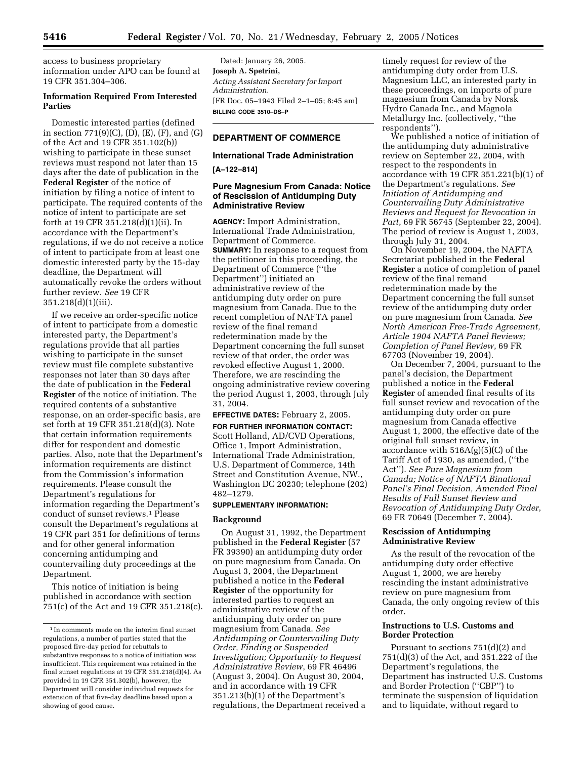access to business proprietary information under APO can be found at 19 CFR 351.304–306.

**Information Required From Interested Parties**

Domestic interested parties (defined in section 771(9)(C), (D), (E), (F), and (G) of the Act and 19 CFR 351.102(b)) wishing to participate in these sunset reviews must respond not later than 15 days after the date of publication in the **Federal Register** of the notice of initiation by filing a notice of intent to participate. The required contents of the notice of intent to participate are set forth at 19 CFR 351.218(d)(1)(ii). In accordance with the Department's regulations, if we do not receive a notice of intent to participate from at least one domestic interested party by the 15-day deadline, the Department will automatically revoke the orders without further review. *See* 19 CFR 351.218(d)(1)(iii).

If we receive an order-specific notice of intent to participate from a domestic interested party, the Department's regulations provide that all parties wishing to participate in the sunset review must file complete substantive responses not later than 30 days after the date of publication in the **Federal Register** of the notice of initiation. The required contents of a substantive response, on an order-specific basis, are set forth at 19 CFR 351.218(d)(3). Note that certain information requirements differ for respondent and domestic parties. Also, note that the Department's information requirements are distinct from the Commission's information requirements. Please consult the Department's regulations for information regarding the Department's conduct of sunset reviews.[1] Please consult the Department's regulations at 19 CFR part 351 for definitions of terms and for other general information concerning antidumping and countervailing duty proceedings at the Department.

This notice of initiation is being published in accordance with section 751(c) of the Act and 19 CFR 351.218(c).

[1] In comments made on the interim final sunset regulations, a number of parties stated that the proposed five-day period for rebuttals to substantive responses to a notice of initiation was insufficient. This requirement was retained in the final sunset regulations at 19 CFR 351.218(d)(4). As provided in 19 CFR 351.302(b), however, the Department will consider individual requests for extension of that five-day deadline based upon a showing of good cause.

Dated: January 26, 2005.

**Joseph A. Spetrini,**

*Acting Assistant Secretary for Import Administration.*

[FR Doc. 05–1943 Filed 2–1–05; 8:45 am]

**BILLING CODE 3510–DS–P**

---

## DEPARTMENT OF COMMERCE

### International Trade Administration

**[A–122–814]**

### Pure Magnesium From Canada: Notice of Rescission of Antidumping Duty Administrative Review

**AGENCY:** Import Administration, International Trade Administration, Department of Commerce.

**SUMMARY:** In response to a request from the petitioner in this proceeding, the Department of Commerce (''the Department'') initiated an administrative review of the antidumping duty order on pure magnesium from Canada. Due to the recent completion of NAFTA panel review of the final remand redetermination made by the Department concerning the full sunset review of that order, the order was revoked effective August 1, 2000. Therefore, we are rescinding the ongoing administrative review covering the period August 1, 2003, through July 31, 2004.

**EFFECTIVE DATES:** February 2, 2005.

**FOR FURTHER INFORMATION CONTACT:** Scott Holland, AD/CVD Operations, Office 1, Import Administration, International Trade Administration, U.S. Department of Commerce, 14th Street and Constitution Avenue, NW., Washington DC 20230; telephone (202) 482–1279.

**SUPPLEMENTARY INFORMATION:**

**Background**

On August 31, 1992, the Department published in the **Federal Register** (57 FR 39390) an antidumping duty order on pure magnesium from Canada. On August 3, 2004, the Department published a notice in the **Federal Register** of the opportunity for interested parties to request an administrative review of the antidumping duty order on pure magnesium from Canada. *See Antidumping or Countervailing Duty Order, Finding or Suspended Investigation; Opportunity to Request Administrative Review*, 69 FR 46496 (August 3, 2004). On August 30, 2004, and in accordance with 19 CFR 351.213(b)(1) of the Department's regulations, the Department received a timely request for review of the antidumping duty order from U.S. Magnesium LLC, an interested party in these proceedings, on imports of pure magnesium from Canada by Norsk Hydro Canada Inc., and Magnola Metallurgy Inc. (collectively, ''the respondents'').

We published a notice of initiation of the antidumping duty administrative review on September 22, 2004, with respect to the respondents in accordance with 19 CFR 351.221(b)(1) of the Department's regulations. *See Initiation of Antidumping and Countervailing Duty Administrative Reviews and Request for Revocation in Part*, 69 FR 56745 (September 22, 2004). The period of review is August 1, 2003, through July 31, 2004.

On November 19, 2004, the NAFTA Secretariat published in the **Federal Register** a notice of completion of panel review of the final remand redetermination made by the Department concerning the full sunset review of the antidumping duty order on pure magnesium from Canada. *See North American Free-Trade Agreement, Article 1904 NAFTA Panel Reviews; Completion of Panel Review*, 69 FR 67703 (November 19, 2004).

On December 7, 2004, pursuant to the panel's decision, the Department published a notice in the **Federal Register** of amended final results of its full sunset review and revocation of the antidumping duty order on pure magnesium from Canada effective August 1, 2000, the effective date of the original full sunset review, in accordance with 516A(g)(5)(C) of the Tariff Act of 1930, as amended, (''the Act''). *See Pure Magnesium from Canada; Notice of NAFTA Binational Panel's Final Decision, Amended Final Results of Full Sunset Review and Revocation of Antidumping Duty Order*, 69 FR 70649 (December 7, 2004).

**Rescission of Antidumping Administrative Review**

As the result of the revocation of the antidumping duty order effective August 1, 2000, we are hereby rescinding the instant administrative review on pure magnesium from Canada, the only ongoing review of this order.

**Instructions to U.S. Customs and Border Protection**

Pursuant to sections 751(d)(2) and 751(d)(3) of the Act, and 351.222 of the Department's regulations, the Department has instructed U.S. Customs and Border Protection (''CBP'') to terminate the suspension of liquidation and to liquidate, without regard to